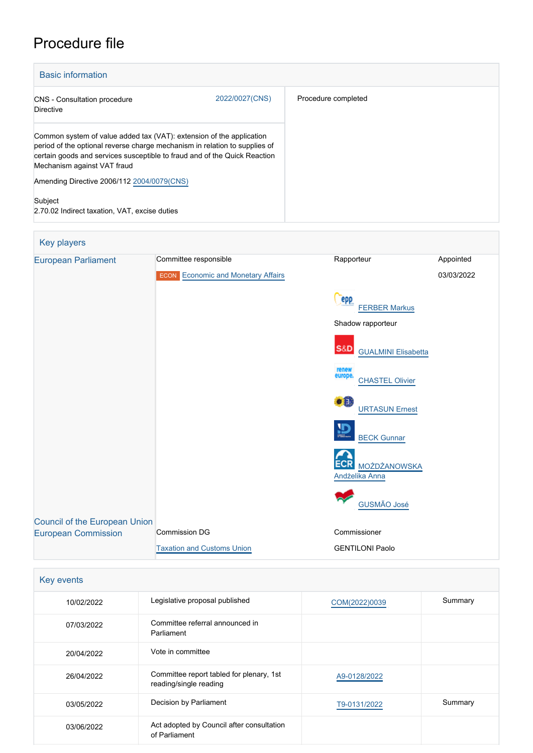# Procedure file

## Basic information

| | | |
|---|---|---|
| CNS - Consultation procedure<br>Directive | 2022/0027(CNS) | Procedure completed |
| Common system of value added tax (VAT): extension of the application period of the optional reverse charge mechanism in relation to supplies of certain goods and services susceptible to fraud and of the Quick Reaction Mechanism against VAT fraud<br><br>Amending Directive 2006/112 2004/0079(CNS)<br><br>Subject<br>2.70.02 Indirect taxation, VAT, excise duties | | |

## Key players

| | | | |
|---|---|---|---|
| European Parliament | Committee responsible | Rapporteur | Appointed |
| | ECON Economic and Monetary Affairs | | 03/03/2022 |
| | | FERBER Markus | |
| | | Shadow rapporteur | |
| | | GUALMINI Elisabetta | |
| | | CHASTEL Olivier | |
| | | URTASUN Ernest | |
| | | BECK Gunnar | |
| | | MOŻDŻANOWSKA Andżelika Anna | |
| | | GUSMÃO José | |
| Council of the European Union | | | |
| European Commission | Commission DG | Commissioner | |
| | Taxation and Customs Union | GENTILONI Paolo | |

## Key events

| | | | |
|---|---|---|---|
| 10/02/2022 | Legislative proposal published | COM(2022)0039 | Summary |
| 07/03/2022 | Committee referral announced in Parliament | | |
| 20/04/2022 | Vote in committee | | |
| 26/04/2022 | Committee report tabled for plenary, 1st reading/single reading | A9-0128/2022 | |
| 03/05/2022 | Decision by Parliament | T9-0131/2022 | Summary |
| 03/06/2022 | Act adopted by Council after consultation of Parliament | | |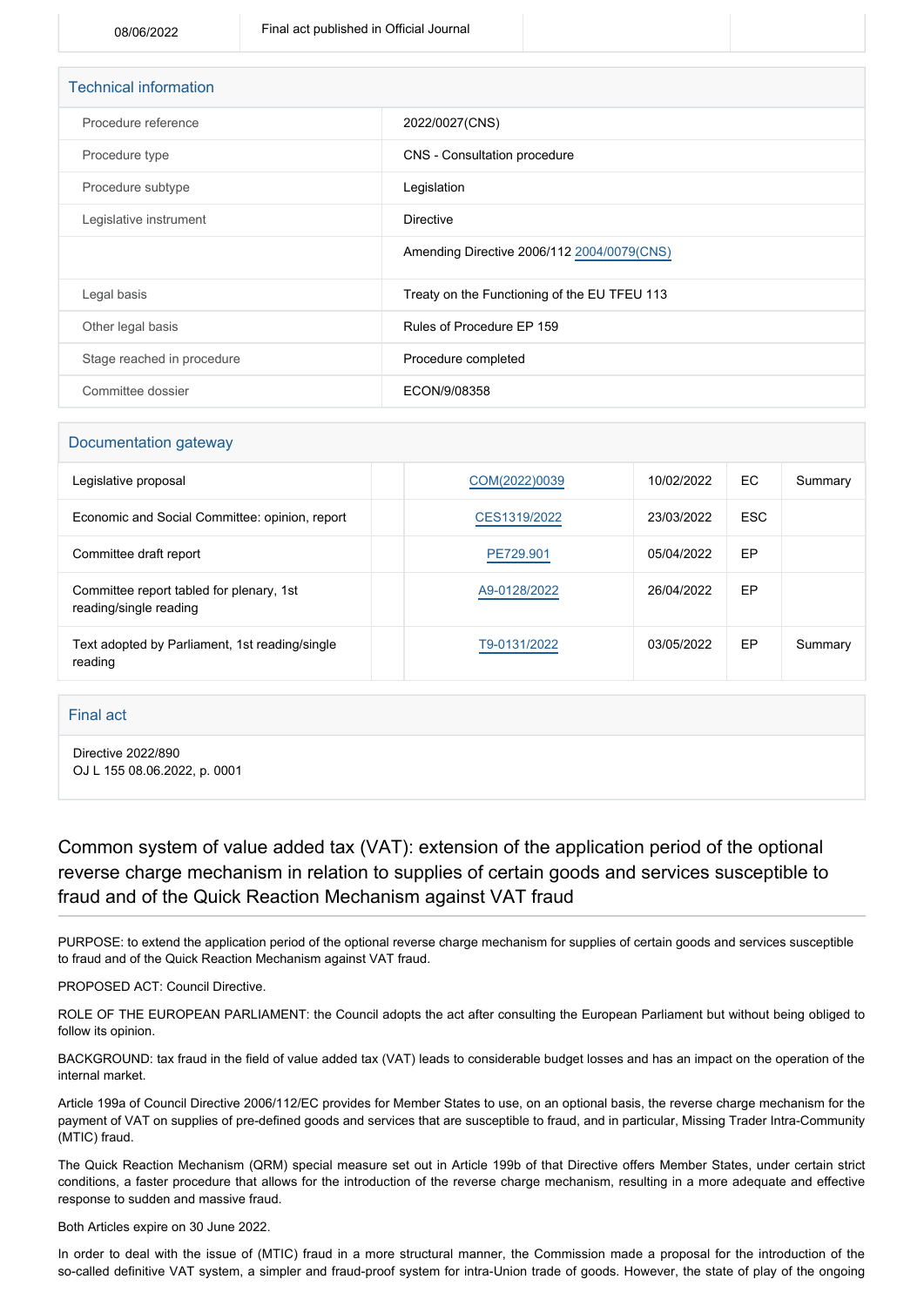| | | | |
|---|---|---|---|
| 08/06/2022 | Final act published in Official Journal | | |

## Technical information

| | |
|---|---|
| Procedure reference | 2022/0027(CNS) |
| Procedure type | CNS - Consultation procedure |
| Procedure subtype | Legislation |
| Legislative instrument | Directive |
| | Amending Directive 2006/112 2004/0079(CNS) |
| Legal basis | Treaty on the Functioning of the EU TFEU 113 |
| Other legal basis | Rules of Procedure EP 159 |
| Stage reached in procedure | Procedure completed |
| Committee dossier | ECON/9/08358 |

## Documentation gateway

| | | | | | |
|---|---|---|---|---|---|
| Legislative proposal | | COM(2022)0039 | 10/02/2022 | EC | Summary |
| Economic and Social Committee: opinion, report | | CES1319/2022 | 23/03/2022 | ESC | |
| Committee draft report | | PE729.901 | 05/04/2022 | EP | |
| Committee report tabled for plenary, 1st reading/single reading | | A9-0128/2022 | 26/04/2022 | EP | |
| Text adopted by Parliament, 1st reading/single reading | | T9-0131/2022 | 03/05/2022 | EP | Summary |

## Final act

Directive 2022/890
OJ L 155 08.06.2022, p. 0001

# Common system of value added tax (VAT): extension of the application period of the optional reverse charge mechanism in relation to supplies of certain goods and services susceptible to fraud and of the Quick Reaction Mechanism against VAT fraud

PURPOSE: to extend the application period of the optional reverse charge mechanism for supplies of certain goods and services susceptible to fraud and of the Quick Reaction Mechanism against VAT fraud.

PROPOSED ACT: Council Directive.

ROLE OF THE EUROPEAN PARLIAMENT: the Council adopts the act after consulting the European Parliament but without being obliged to follow its opinion.

BACKGROUND: tax fraud in the field of value added tax (VAT) leads to considerable budget losses and has an impact on the operation of the internal market.

Article 199a of Council Directive 2006/112/EC provides for Member States to use, on an optional basis, the reverse charge mechanism for the payment of VAT on supplies of pre-defined goods and services that are susceptible to fraud, and in particular, Missing Trader Intra-Community (MTIC) fraud.

The Quick Reaction Mechanism (QRM) special measure set out in Article 199b of that Directive offers Member States, under certain strict conditions, a faster procedure that allows for the introduction of the reverse charge mechanism, resulting in a more adequate and effective response to sudden and massive fraud.

Both Articles expire on 30 June 2022.

In order to deal with the issue of (MTIC) fraud in a more structural manner, the Commission made a proposal for the introduction of the so-called definitive VAT system, a simpler and fraud-proof system for intra-Union trade of goods. However, the state of play of the ongoing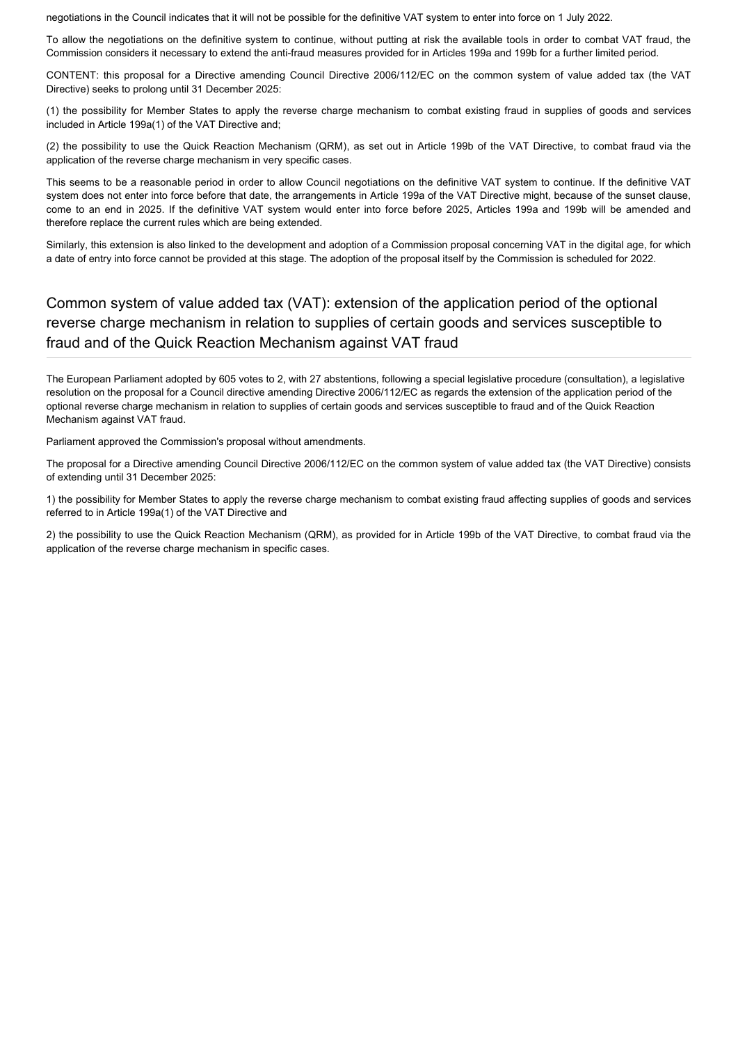negotiations in the Council indicates that it will not be possible for the definitive VAT system to enter into force on 1 July 2022.

To allow the negotiations on the definitive system to continue, without putting at risk the available tools in order to combat VAT fraud, the Commission considers it necessary to extend the anti-fraud measures provided for in Articles 199a and 199b for a further limited period.

CONTENT: this proposal for a Directive amending Council Directive 2006/112/EC on the common system of value added tax (the VAT Directive) seeks to prolong until 31 December 2025:

(1) the possibility for Member States to apply the reverse charge mechanism to combat existing fraud in supplies of goods and services included in Article 199a(1) of the VAT Directive and;

(2) the possibility to use the Quick Reaction Mechanism (QRM), as set out in Article 199b of the VAT Directive, to combat fraud via the application of the reverse charge mechanism in very specific cases.

This seems to be a reasonable period in order to allow Council negotiations on the definitive VAT system to continue. If the definitive VAT system does not enter into force before that date, the arrangements in Article 199a of the VAT Directive might, because of the sunset clause, come to an end in 2025. If the definitive VAT system would enter into force before 2025, Articles 199a and 199b will be amended and therefore replace the current rules which are being extended.

Similarly, this extension is also linked to the development and adoption of a Commission proposal concerning VAT in the digital age, for which a date of entry into force cannot be provided at this stage. The adoption of the proposal itself by the Commission is scheduled for 2022.

## Common system of value added tax (VAT): extension of the application period of the optional reverse charge mechanism in relation to supplies of certain goods and services susceptible to fraud and of the Quick Reaction Mechanism against VAT fraud

The European Parliament adopted by 605 votes to 2, with 27 abstentions, following a special legislative procedure (consultation), a legislative resolution on the proposal for a Council directive amending Directive 2006/112/EC as regards the extension of the application period of the optional reverse charge mechanism in relation to supplies of certain goods and services susceptible to fraud and of the Quick Reaction Mechanism against VAT fraud.

Parliament approved the Commission's proposal without amendments.

The proposal for a Directive amending Council Directive 2006/112/EC on the common system of value added tax (the VAT Directive) consists of extending until 31 December 2025:

1) the possibility for Member States to apply the reverse charge mechanism to combat existing fraud affecting supplies of goods and services referred to in Article 199a(1) of the VAT Directive and

2) the possibility to use the Quick Reaction Mechanism (QRM), as provided for in Article 199b of the VAT Directive, to combat fraud via the application of the reverse charge mechanism in specific cases.